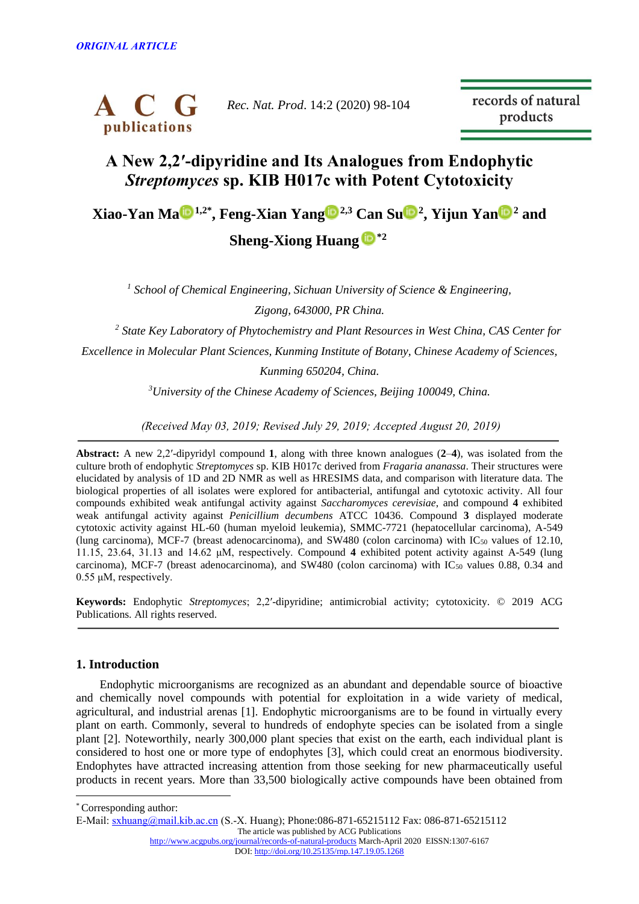ORIGINAL ARTICLE

# A New 2,2′-dipyridine and Its Analogues from Endophytic *Streptomyces* sp. KIB H017c with Potent Cytotoxicity

**Xiao-Yan Ma[1,2*], Feng-Xian Yang[2,3] Can Su[2], Yijun Yan[2] and Sheng-Xiong Huang[*2]**

[1] *School of Chemical Engineering, Sichuan University of Science & Engineering, Zigong, 643000, PR China.*

[2] *State Key Laboratory of Phytochemistry and Plant Resources in West China, CAS Center for Excellence in Molecular Plant Sciences, Kunming Institute of Botany, Chinese Academy of Sciences, Kunming 650204, China.*

[3] *University of the Chinese Academy of Sciences, Beijing 100049, China.*

*(Received May 03, 2019; Revised July 29, 2019; Accepted August 20, 2019)*

---

**Abstract:** A new 2,2′-dipyridyl compound **1**, along with three known analogues (**2**–**4**), was isolated from the culture broth of endophytic *Streptomyces* sp. KIB H017c derived from *Fragaria ananassa*. Their structures were elucidated by analysis of 1D and 2D NMR as well as HRESIMS data, and comparison with literature data. The biological properties of all isolates were explored for antibacterial, antifungal and cytotoxic activity. All four compounds exhibited weak antifungal activity against *Saccharomyces cerevisiae*, and compound **4** exhibited weak antifungal activity against *Penicillium decumbens* ATCC 10436. Compound **3** displayed moderate cytotoxic activity against HL-60 (human myeloid leukemia), SMMC-7721 (hepatocellular carcinoma), A-549 (lung carcinoma), MCF-7 (breast adenocarcinoma), and SW480 (colon carcinoma) with $IC_{50}$ values of 12.10, 11.15, 23.64, 31.13 and 14.62 μM, respectively. Compound **4** exhibited potent activity against A-549 (lung carcinoma), MCF-7 (breast adenocarcinoma), and SW480 (colon carcinoma) with $IC_{50}$ values 0.88, 0.34 and 0.55 μM, respectively.

**Keywords:** Endophytic *Streptomyces*; 2,2′-dipyridine; antimicrobial activity; cytotoxicity. © 2019 ACG Publications. All rights reserved.

---

## 1. Introduction

Endophytic microorganisms are recognized as an abundant and dependable source of bioactive and chemically novel compounds with potential for exploitation in a wide variety of medical, agricultural, and industrial arenas [1]. Endophytic microorganisms are to be found in virtually every plant on earth. Commonly, several to hundreds of endophyte species can be isolated from a single plant [2]. Noteworthily, nearly 300,000 plant species that exist on the earth, each individual plant is considered to host one or more type of endophytes [3], which could creat an enormous biodiversity. Endophytes have attracted increasing attention from those seeking for new pharmaceutically useful products in recent years. More than 33,500 biologically active compounds have been obtained from

---

[*] Corresponding author:
E-Mail: sxhuang@mail.kib.ac.cn (S.-X. Huang); Phone:086-871-65215112 Fax: 086-871-65215112

The article was published by ACG Publications
http://www.acgpubs.org/journal/records-of-natural-products March-April 2020 EISSN:1307-6167
DOI: http://doi.org/10.25135/rnp.147.19.05.1268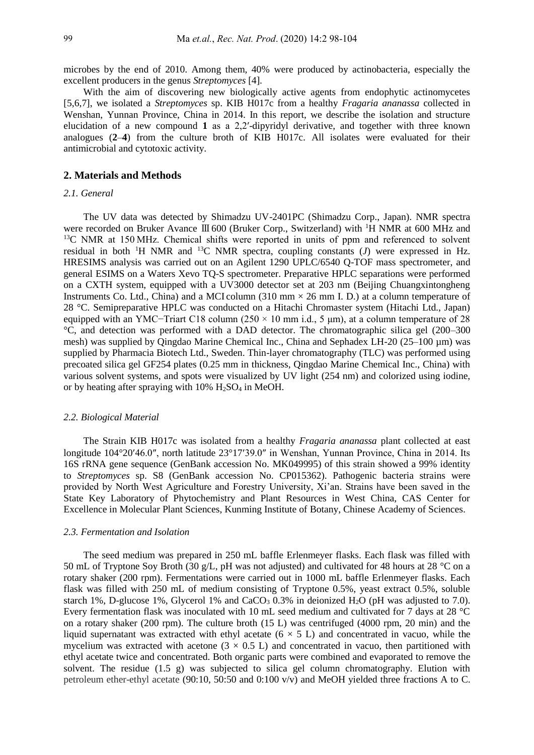microbes by the end of 2010. Among them, 40% were produced by actinobacteria, especially the excellent producers in the genus *Streptomyces* [4].

With the aim of discovering new biologically active agents from endophytic actinomycetes [5,6,7], we isolated a *Streptomyces* sp. KIB H017c from a healthy *Fragaria ananassa* collected in Wenshan, Yunnan Province, China in 2014. In this report, we describe the isolation and structure elucidation of a new compound **1** as a 2,2′-dipyridyl derivative, and together with three known analogues (**2**–**4**) from the culture broth of KIB H017c. All isolates were evaluated for their antimicrobial and cytotoxic activity.

## 2. Materials and Methods

### *2.1. General*

The UV data was detected by Shimadzu UV-2401PC (Shimadzu Corp., Japan). NMR spectra were recorded on Bruker Avance Ⅲ 600 (Bruker Corp., Switzerland) with $^{1}$H NMR at 600 MHz and $^{13}$C NMR at 150 MHz. Chemical shifts were reported in units of ppm and referenced to solvent residual in both $^{1}$H NMR and $^{13}$C NMR spectra, coupling constants ($J$) were expressed in Hz. HRESIMS analysis was carried out on an Agilent 1290 UPLC/6540 Q-TOF mass spectrometer, and general ESIMS on a Waters Xevo TQ-S spectrometer. Preparative HPLC separations were performed on a CXTH system, equipped with a UV3000 detector set at 203 nm (Beijing Chuangxintongheng Instruments Co. Ltd., China) and a MCI column (310 mm × 26 mm I. D.) at a column temperature of 28 °C. Semipreparative HPLC was conducted on a Hitachi Chromaster system (Hitachi Ltd., Japan) equipped with an YMC−Triart C18 column (250 × 10 mm i.d., 5 μm), at a column temperature of 28 °C, and detection was performed with a DAD detector. The chromatographic silica gel (200–300 mesh) was supplied by Qingdao Marine Chemical Inc., China and Sephadex LH-20 (25–100 μm) was supplied by Pharmacia Biotech Ltd., Sweden. Thin-layer chromatography (TLC) was performed using precoated silica gel GF254 plates (0.25 mm in thickness, Qingdao Marine Chemical Inc., China) with various solvent systems, and spots were visualized by UV light (254 nm) and colorized using iodine, or by heating after spraying with 10% $H_2SO_4$ in MeOH.

### *2.2. Biological Material*

The Strain KIB H017c was isolated from a healthy *Fragaria ananassa* plant collected at east longitude 104°20′46.0″, north latitude 23°17′39.0″ in Wenshan, Yunnan Province, China in 2014. Its 16S rRNA gene sequence (GenBank accession No. MK049995) of this strain showed a 99% identity to *Streptomyces* sp. S8 (GenBank accession No. CP015362). Pathogenic bacteria strains were provided by North West Agriculture and Forestry University, Xi'an. Strains have been saved in the State Key Laboratory of Phytochemistry and Plant Resources in West China, CAS Center for Excellence in Molecular Plant Sciences, Kunming Institute of Botany, Chinese Academy of Sciences.

### *2.3. Fermentation and Isolation*

The seed medium was prepared in 250 mL baffle Erlenmeyer flasks. Each flask was filled with 50 mL of Tryptone Soy Broth (30 g/L, pH was not adjusted) and cultivated for 48 hours at 28 °C on a rotary shaker (200 rpm). Fermentations were carried out in 1000 mL baffle Erlenmeyer flasks. Each flask was filled with 250 mL of medium consisting of Tryptone 0.5%, yeast extract 0.5%, soluble starch 1%, D-glucose 1%, Glycerol 1% and $CaCO_3$ 0.3% in deionized $H_2O$ (pH was adjusted to 7.0). Every fermentation flask was inoculated with 10 mL seed medium and cultivated for 7 days at 28 °C on a rotary shaker (200 rpm). The culture broth (15 L) was centrifuged (4000 rpm, 20 min) and the liquid supernatant was extracted with ethyl acetate (6 × 5 L) and concentrated in vacuo, while the mycelium was extracted with acetone (3 × 0.5 L) and concentrated in vacuo, then partitioned with ethyl acetate twice and concentrated. Both organic parts were combined and evaporated to remove the solvent. The residue (1.5 g) was subjected to silica gel column chromatography. Elution with petroleum ether-ethyl acetate (90:10, 50:50 and 0:100 v/v) and MeOH yielded three fractions A to C.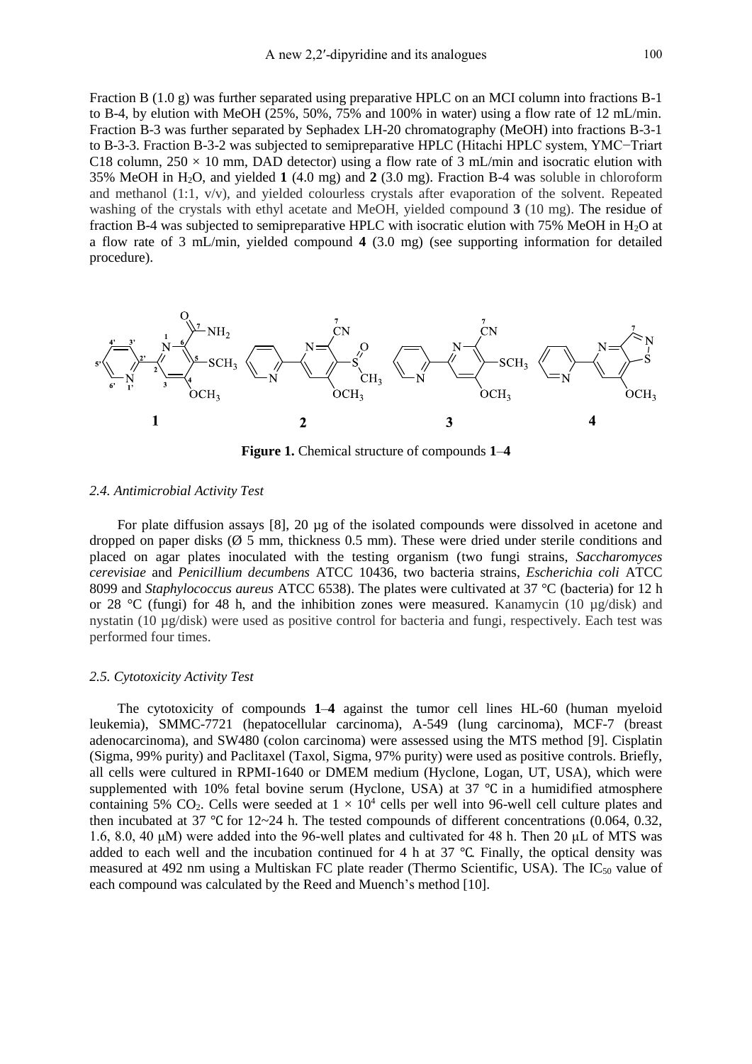Fraction B (1.0 g) was further separated using preparative HPLC on an MCI column into fractions B-1 to B-4, by elution with MeOH (25%, 50%, 75% and 100% in water) using a flow rate of 12 mL/min. Fraction B-3 was further separated by Sephadex LH-20 chromatography (MeOH) into fractions B-3-1 to B-3-3. Fraction B-3-2 was subjected to semipreparative HPLC (Hitachi HPLC system, YMC−Triart C18 column, 250 × 10 mm, DAD detector) using a flow rate of 3 mL/min and isocratic elution with 35% MeOH in $H_2O$, and yielded **1** (4.0 mg) and **2** (3.0 mg). Fraction B-4 was soluble in chloroform and methanol (1:1, v/v), and yielded colourless crystals after evaporation of the solvent. Repeated washing of the crystals with ethyl acetate and MeOH, yielded compound **3** (10 mg). The residue of fraction B-4 was subjected to semipreparative HPLC with isocratic elution with 75% MeOH in $H_2O$ at a flow rate of 3 mL/min, yielded compound **4** (3.0 mg) (see supporting information for detailed procedure).

**Figure 1.** Chemical structure of compounds **1**–**4**

### 2.4. Antimicrobial Activity Test

For plate diffusion assays [8], 20 µg of the isolated compounds were dissolved in acetone and dropped on paper disks (Ø 5 mm, thickness 0.5 mm). These were dried under sterile conditions and placed on agar plates inoculated with the testing organism (two fungi strains, *Saccharomyces cerevisiae* and *Penicillium decumbens* ATCC 10436, two bacteria strains, *Escherichia coli* ATCC 8099 and *Staphylococcus aureus* ATCC 6538). The plates were cultivated at 37 °C (bacteria) for 12 h or 28 °C (fungi) for 48 h, and the inhibition zones were measured. Kanamycin (10 µg/disk) and nystatin (10 µg/disk) were used as positive control for bacteria and fungi, respectively. Each test was performed four times.

### 2.5. Cytotoxicity Activity Test

The cytotoxicity of compounds **1**–**4** against the tumor cell lines HL-60 (human myeloid leukemia), SMMC-7721 (hepatocellular carcinoma), A-549 (lung carcinoma), MCF-7 (breast adenocarcinoma), and SW480 (colon carcinoma) were assessed using the MTS method [9]. Cisplatin (Sigma, 99% purity) and Paclitaxel (Taxol, Sigma, 97% purity) were used as positive controls. Briefly, all cells were cultured in RPMI-1640 or DMEM medium (Hyclone, Logan, UT, USA), which were supplemented with 10% fetal bovine serum (Hyclone, USA) at 37 ℃ in a humidified atmosphere containing 5% $CO_2$. Cells were seeded at $1 \times 10^4$ cells per well into 96-well cell culture plates and then incubated at 37 ℃ for 12~24 h. The tested compounds of different concentrations (0.064, 0.32, 1.6, 8.0, 40 μM) were added into the 96-well plates and cultivated for 48 h. Then 20 μL of MTS was added to each well and the incubation continued for 4 h at 37 ℃. Finally, the optical density was measured at 492 nm using a Multiskan FC plate reader (Thermo Scientific, USA). The $IC_{50}$ value of each compound was calculated by the Reed and Muench's method [10].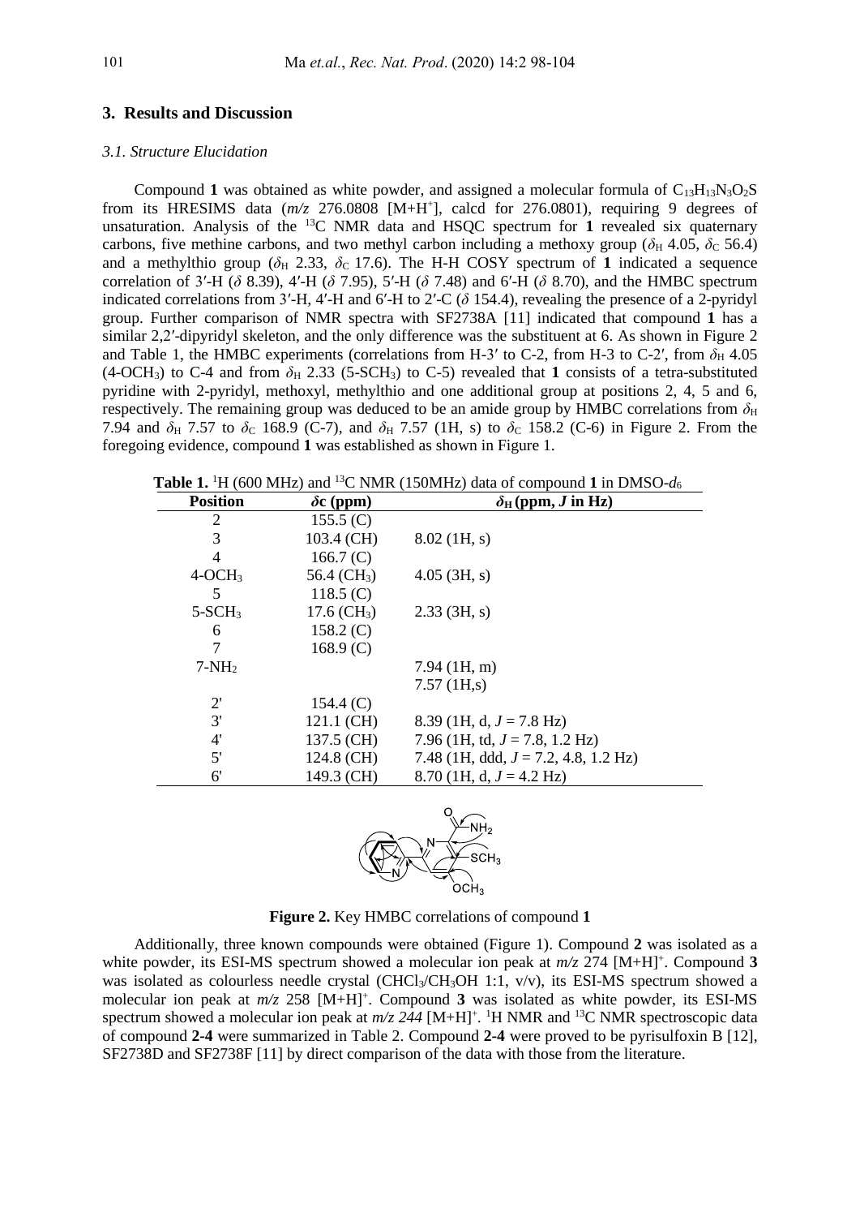## 3. Results and Discussion

### *3.1. Structure Elucidation*

Compound **1** was obtained as white powder, and assigned a molecular formula of $C_{13}H_{13}N_3O_2S$ from its HRESIMS data (*m/z* 276.0808 [M+H$^+$], calcd for 276.0801), requiring 9 degrees of unsaturation. Analysis of the $^{13}$C NMR data and HSQC spectrum for **1** revealed six quaternary carbons, five methine carbons, and two methyl carbon including a methoxy group ($\delta_H$ 4.05, $\delta_C$ 56.4) and a methylthio group ($\delta_H$ 2.33, $\delta_C$ 17.6). The H-H COSY spectrum of **1** indicated a sequence correlation of 3′-H ($\delta$ 8.39), 4′-H ($\delta$ 7.95), 5′-H ($\delta$ 7.48) and 6′-H ($\delta$ 8.70), and the HMBC spectrum indicated correlations from 3′-H, 4′-H and 6′-H to 2′-C ($\delta$ 154.4), revealing the presence of a 2-pyridyl group. Further comparison of NMR spectra with SF2738A [11] indicated that compound **1** has a similar 2,2′-dipyridyl skeleton, and the only difference was the substituent at 6. As shown in Figure 2 and Table 1, the HMBC experiments (correlations from H-3′ to C-2, from H-3 to C-2′, from $\delta_H$ 4.05 (4-$OCH_3$) to C-4 and from $\delta_H$ 2.33 (5-$SCH_3$) to C-5) revealed that **1** consists of a tetra-substituted pyridine with 2-pyridyl, methoxyl, methylthio and one additional group at positions 2, 4, 5 and 6, respectively. The remaining group was deduced to be an amide group by HMBC correlations from $\delta_H$ 7.94 and $\delta_H$ 7.57 to $\delta_C$ 168.9 (C-7), and $\delta_H$ 7.57 (1H, s) to $\delta_C$ 158.2 (C-6) in Figure 2. From the foregoing evidence, compound **1** was established as shown in Figure 1.

**Table 1.** $^1$H (600 MHz) and $^{13}$C NMR (150MHz) data of compound **1** in DMSO-$d_6$

| Position | $\delta$c (ppm) | $\delta_H$ (ppm, *J* in Hz) |
|---|---|---|
| 2 | 155.5 (C) | |
| 3 | 103.4 (CH) | 8.02 (1H, s) |
| 4 | 166.7 (C) | |
| 4-$OCH_3$ | 56.4 ($CH_3$) | 4.05 (3H, s) |
| 5 | 118.5 (C) | |
| 5-$SCH_3$ | 17.6 ($CH_3$) | 2.33 (3H, s) |
| 6 | 158.2 (C) | |
| 7 | 168.9 (C) | |
| 7-$NH_2$ | | 7.94 (1H, m) |
| | | 7.57 (1H,s) |
| 2' | 154.4 (C) | |
| 3' | 121.1 (CH) | 8.39 (1H, d, *J* = 7.8 Hz) |
| 4' | 137.5 (CH) | 7.96 (1H, td, *J* = 7.8, 1.2 Hz) |
| 5' | 124.8 (CH) | 7.48 (1H, ddd, *J* = 7.2, 4.8, 1.2 Hz) |
| 6' | 149.3 (CH) | 8.70 (1H, d, *J* = 4.2 Hz) |

**Figure 2.** Key HMBC correlations of compound **1**

Additionally, three known compounds were obtained (Figure 1). Compound **2** was isolated as a white powder, its ESI-MS spectrum showed a molecular ion peak at *m/z* 274 [M+H]$^+$. Compound **3** was isolated as colourless needle crystal ($CHCl_3$/$CH_3OH$ 1:1, v/v), its ESI-MS spectrum showed a molecular ion peak at *m/z* 258 [M+H]$^+$. Compound **3** was isolated as white powder, its ESI-MS spectrum showed a molecular ion peak at *m/z 244* [M+H]$^+$. $^1$H NMR and $^{13}$C NMR spectroscopic data of compound **2**-**4** were summarized in Table 2. Compound **2**-**4** were proved to be pyrisulfoxin B [12], SF2738D and SF2738F [11] by direct comparison of the data with those from the literature.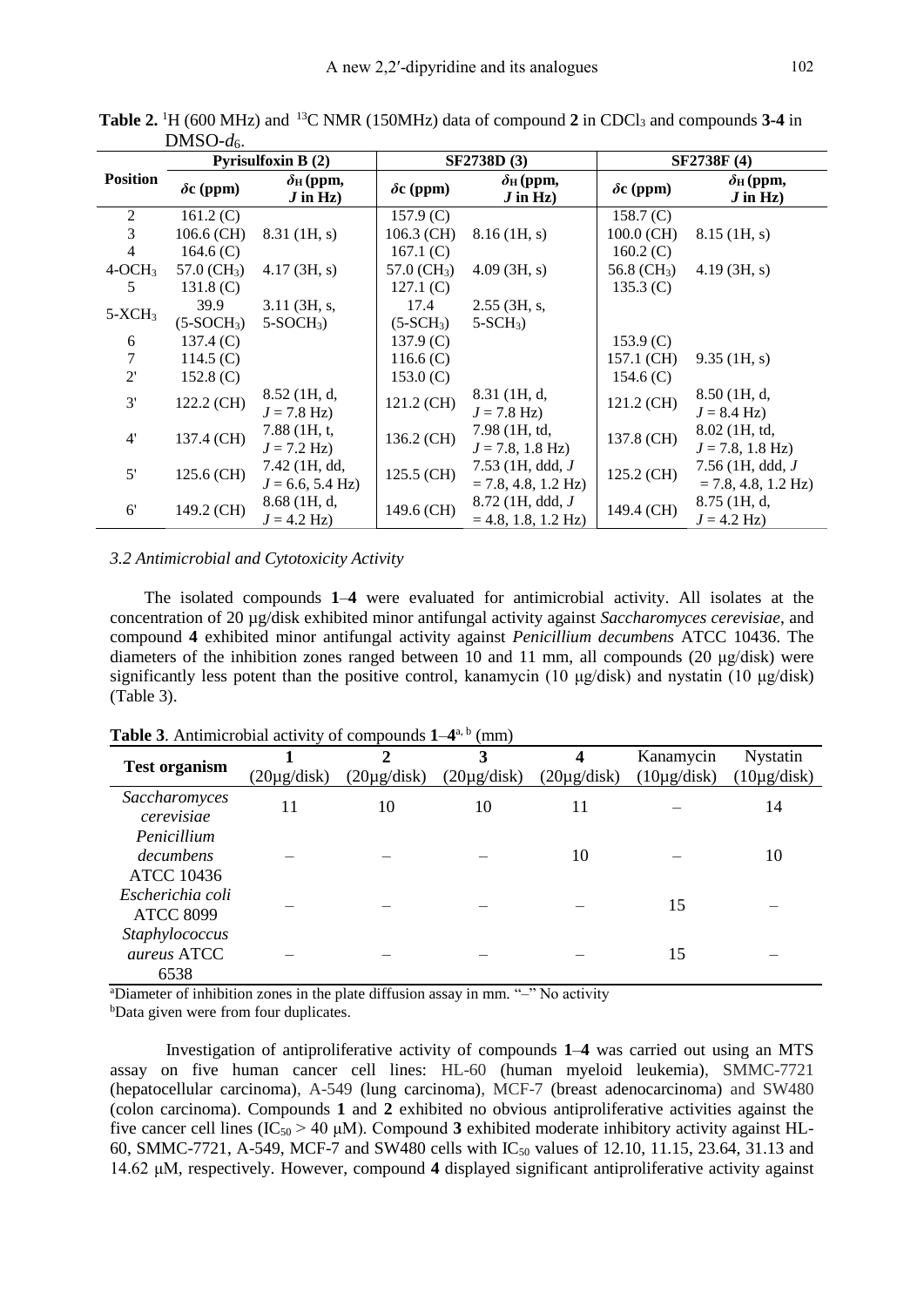**Table 2.** $^{1}H$ (600 MHz) and $^{13}C$ NMR (150MHz) data of compound **2** in $CDCl_3$ and compounds **3-4** in DMSO-$d_6$.

| Position | Pyrisulfoxin B (2) | | SF2738D (3) | | SF2738F (4) | |
|---|---|---|---|---|---|---|
| | $\delta_C$ (ppm) | $\delta_H$ (ppm, $J$ in Hz) | $\delta_C$ (ppm) | $\delta_H$ (ppm, $J$ in Hz) | $\delta_C$ (ppm) | $\delta_H$ (ppm, $J$ in Hz) |
| 2 | 161.2 (C) | | 157.9 (C) | | 158.7 (C) | |
| 3 | 106.6 (CH) | 8.31 (1H, s) | 106.3 (CH) | 8.16 (1H, s) | 100.0 (CH) | 8.15 (1H, s) |
| 4 | 164.6 (C) | | 167.1 (C) | | 160.2 (C) | |
| 4-$OCH_3$ | 57.0 ($CH_3$) | 4.17 (3H, s) | 57.0 ($CH_3$) | 4.09 (3H, s) | 56.8 ($CH_3$) | 4.19 (3H, s) |
| 5 | 131.8 (C) | | 127.1 (C) | | 135.3 (C) | |
| 5-$XCH_3$ | 39.9 (5-$SOCH_3$) | 3.11 (3H, s, 5-$SOCH_3$) | 17.4 (5-$SCH_3$) | 2.55 (3H, s, 5-$SCH_3$) | | |
| 6 | 137.4 (C) | | 137.9 (C) | | 153.9 (C) | |
| 7 | 114.5 (C) | | 116.6 (C) | | 157.1 (CH) | 9.35 (1H, s) |
| 2' | 152.8 (C) | | 153.0 (C) | | 154.6 (C) | |
| 3' | 122.2 (CH) | 8.52 (1H, d, $J$ = 7.8 Hz) | 121.2 (CH) | 8.31 (1H, d, $J$ = 7.8 Hz) | 121.2 (CH) | 8.50 (1H, d, $J$ = 8.4 Hz) |
| 4' | 137.4 (CH) | 7.88 (1H, t, $J$ = 7.2 Hz) | 136.2 (CH) | 7.98 (1H, td, $J$ = 7.8, 1.8 Hz) | 137.8 (CH) | 8.02 (1H, td, $J$ = 7.8, 1.8 Hz) |
| 5' | 125.6 (CH) | 7.42 (1H, dd, $J$ = 6.6, 5.4 Hz) | 125.5 (CH) | 7.53 (1H, ddd, $J$ = 7.8, 4.8, 1.2 Hz) | 125.2 (CH) | 7.56 (1H, ddd, $J$ = 7.8, 4.8, 1.2 Hz) |
| 6' | 149.2 (CH) | 8.68 (1H, d, $J$ = 4.2 Hz) | 149.6 (CH) | 8.72 (1H, ddd, $J$ = 4.8, 1.8, 1.2 Hz) | 149.4 (CH) | 8.75 (1H, d, $J$ = 4.2 Hz) |

### *3.2 Antimicrobial and Cytotoxicity Activity*

The isolated compounds **1**–**4** were evaluated for antimicrobial activity. All isolates at the concentration of 20 µg/disk exhibited minor antifungal activity against *Saccharomyces cerevisiae*, and compound **4** exhibited minor antifungal activity against *Penicillium decumbens* ATCC 10436. The diameters of the inhibition zones ranged between 10 and 11 mm, all compounds (20 µg/disk) were significantly less potent than the positive control, kanamycin (10 µg/disk) and nystatin (10 µg/disk) (Table 3).

**Table 3**. Antimicrobial activity of compounds **1**–**4**[a, b] (mm)

| Test organism | 1 (20µg/disk) | 2 (20µg/disk) | 3 (20µg/disk) | 4 (20µg/disk) | Kanamycin (10µg/disk) | Nystatin (10µg/disk) |
|---|---|---|---|---|---|---|
| *Saccharomyces cerevisiae* | 11 | 10 | 10 | 11 | – | 14 |
| *Penicillium decumbens* ATCC 10436 | – | – | – | 10 | – | 10 |
| *Escherichia coli* ATCC 8099 | – | – | – | – | 15 | – |
| *Staphylococcus aureus* ATCC 6538 | – | – | – | – | 15 | – |

[a]Diameter of inhibition zones in the plate diffusion assay in mm. "–" No activity
[b]Data given were from four duplicates.

Investigation of antiproliferative activity of compounds **1**–**4** was carried out using an MTS assay on five human cancer cell lines: HL-60 (human myeloid leukemia), SMMC-7721 (hepatocellular carcinoma), A-549 (lung carcinoma), MCF-7 (breast adenocarcinoma) and SW480 (colon carcinoma). Compounds **1** and **2** exhibited no obvious antiproliferative activities against the five cancer cell lines ($IC_{50}$ > 40 μM). Compound **3** exhibited moderate inhibitory activity against HL-60, SMMC-7721, A-549, MCF-7 and SW480 cells with $IC_{50}$ values of 12.10, 11.15, 23.64, 31.13 and 14.62 μM, respectively. However, compound **4** displayed significant antiproliferative activity against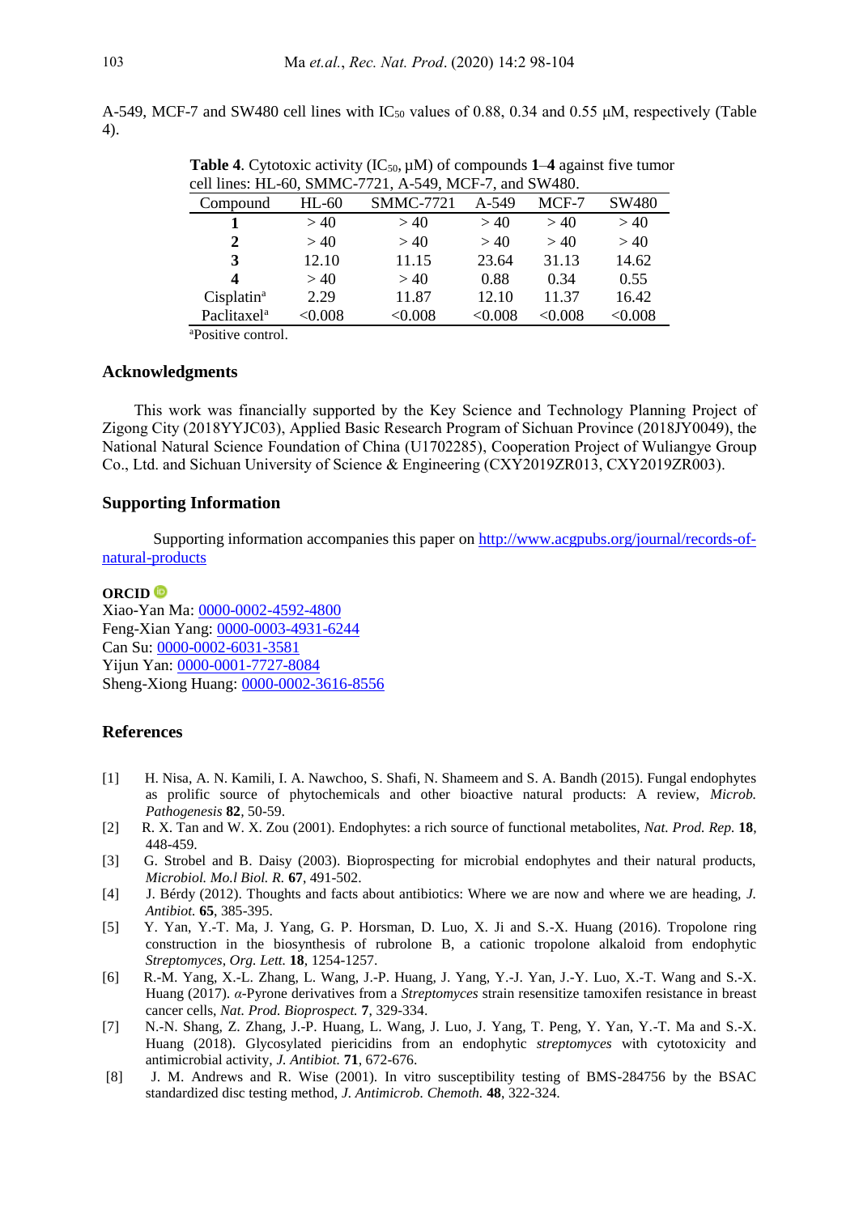A-549, MCF-7 and SW480 cell lines with $IC_{50}$ values of 0.88, 0.34 and 0.55 μM, respectively (Table 4).

**Table 4**. Cytotoxic activity ($IC_{50}$, μM) of compounds **1**–**4** against five tumor cell lines: HL-60, SMMC-7721, A-549, MCF-7, and SW480.

| Compound | HL-60 | SMMC-7721 | A-549 | MCF-7 | SW480 |
|---|---|---|---|---|---|
| **1** | > 40 | > 40 | > 40 | > 40 | > 40 |
| **2** | > 40 | > 40 | > 40 | > 40 | > 40 |
| **3** | 12.10 | 11.15 | 23.64 | 31.13 | 14.62 |
| **4** | > 40 | > 40 | 0.88 | 0.34 | 0.55 |
| Cisplatin[a] | 2.29 | 11.87 | 12.10 | 11.37 | 16.42 |
| Paclitaxel[a] | <0.008 | <0.008 | <0.008 | <0.008 | <0.008 |

[a]Positive control.

## Acknowledgments

This work was financially supported by the Key Science and Technology Planning Project of Zigong City (2018YYJC03), Applied Basic Research Program of Sichuan Province (2018JY0049), the National Natural Science Foundation of China (U1702285), Cooperation Project of Wuliangye Group Co., Ltd. and Sichuan University of Science & Engineering (CXY2019ZR013, CXY2019ZR003).

## Supporting Information

Supporting information accompanies this paper on http://www.acgpubs.org/journal/records-of-natural-products

**ORCID**

Xiao-Yan Ma: 0000-0002-4592-4800
Feng-Xian Yang: 0000-0003-4931-6244
Can Su: 0000-0002-6031-3581
Yijun Yan: 0000-0001-7727-8084
Sheng-Xiong Huang: 0000-0002-3616-8556

## References

[1] H. Nisa, A. N. Kamili, I. A. Nawchoo, S. Shafi, N. Shameem and S. A. Bandh (2015). Fungal endophytes as prolific source of phytochemicals and other bioactive natural products: A review, *Microb. Pathogenesis* **82**, 50-59.

[2] R. X. Tan and W. X. Zou (2001). Endophytes: a rich source of functional metabolites, *Nat. Prod. Rep.* **18**, 448-459.

[3] G. Strobel and B. Daisy (2003). Bioprospecting for microbial endophytes and their natural products, *Microbiol. Mo.l Biol. R.* **67**, 491-502.

[4] J. Bérdy (2012). Thoughts and facts about antibiotics: Where we are now and where we are heading, *J. Antibiot.* **65**, 385-395.

[5] Y. Yan, Y.-T. Ma, J. Yang, G. P. Horsman, D. Luo, X. Ji and S.-X. Huang (2016). Tropolone ring construction in the biosynthesis of rubrolone B, a cationic tropolone alkaloid from endophytic *Streptomyces*, *Org. Lett.* **18**, 1254-1257.

[6] R.-M. Yang, X.-L. Zhang, L. Wang, J.-P. Huang, J. Yang, Y.-J. Yan, J.-Y. Luo, X.-T. Wang and S.-X. Huang (2017). *α*-Pyrone derivatives from a *Streptomyces* strain resensitize tamoxifen resistance in breast cancer cells, *Nat. Prod. Bioprospect.* **7**, 329-334.

[7] N.-N. Shang, Z. Zhang, J.-P. Huang, L. Wang, J. Luo, J. Yang, T. Peng, Y. Yan, Y.-T. Ma and S.-X. Huang (2018). Glycosylated piericidins from an endophytic *streptomyces* with cytotoxicity and antimicrobial activity, *J. Antibiot.* **71**, 672-676.

[8] J. M. Andrews and R. Wise (2001). In vitro susceptibility testing of BMS-284756 by the BSAC standardized disc testing method, *J. Antimicrob. Chemoth.* **48**, 322-324.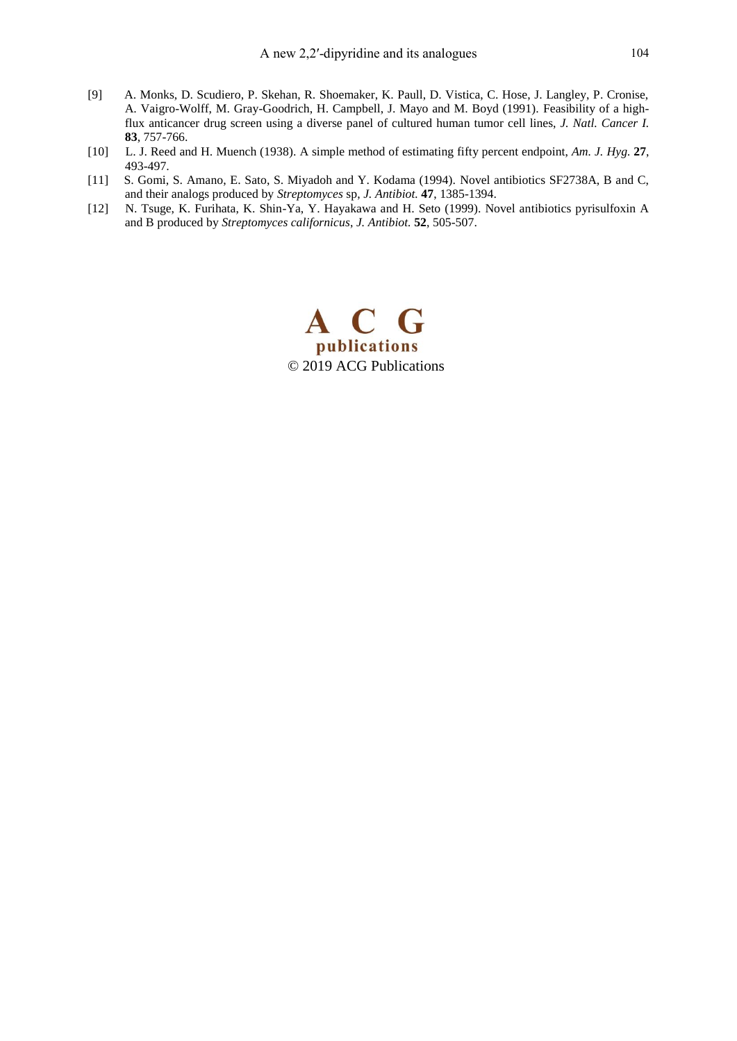[9] A. Monks, D. Scudiero, P. Skehan, R. Shoemaker, K. Paull, D. Vistica, C. Hose, J. Langley, P. Cronise, A. Vaigro-Wolff, M. Gray-Goodrich, H. Campbell, J. Mayo and M. Boyd (1991). Feasibility of a high-flux anticancer drug screen using a diverse panel of cultured human tumor cell lines, *J. Natl. Cancer I.* **83**, 757-766.

[10] L. J. Reed and H. Muench (1938). A simple method of estimating fifty percent endpoint, *Am. J. Hyg.* **27**, 493-497.

[11] S. Gomi, S. Amano, E. Sato, S. Miyadoh and Y. Kodama (1994). Novel antibiotics SF2738A, B and C, and their analogs produced by *Streptomyces* sp, *J. Antibiot.* **47**, 1385-1394.

[12] N. Tsuge, K. Furihata, K. Shin-Ya, Y. Hayakawa and H. Seto (1999). Novel antibiotics pyrisulfoxin A and B produced by *Streptomyces californicus*, *J. Antibiot.* **52**, 505-507.

A C G
publications
© 2019 ACG Publications